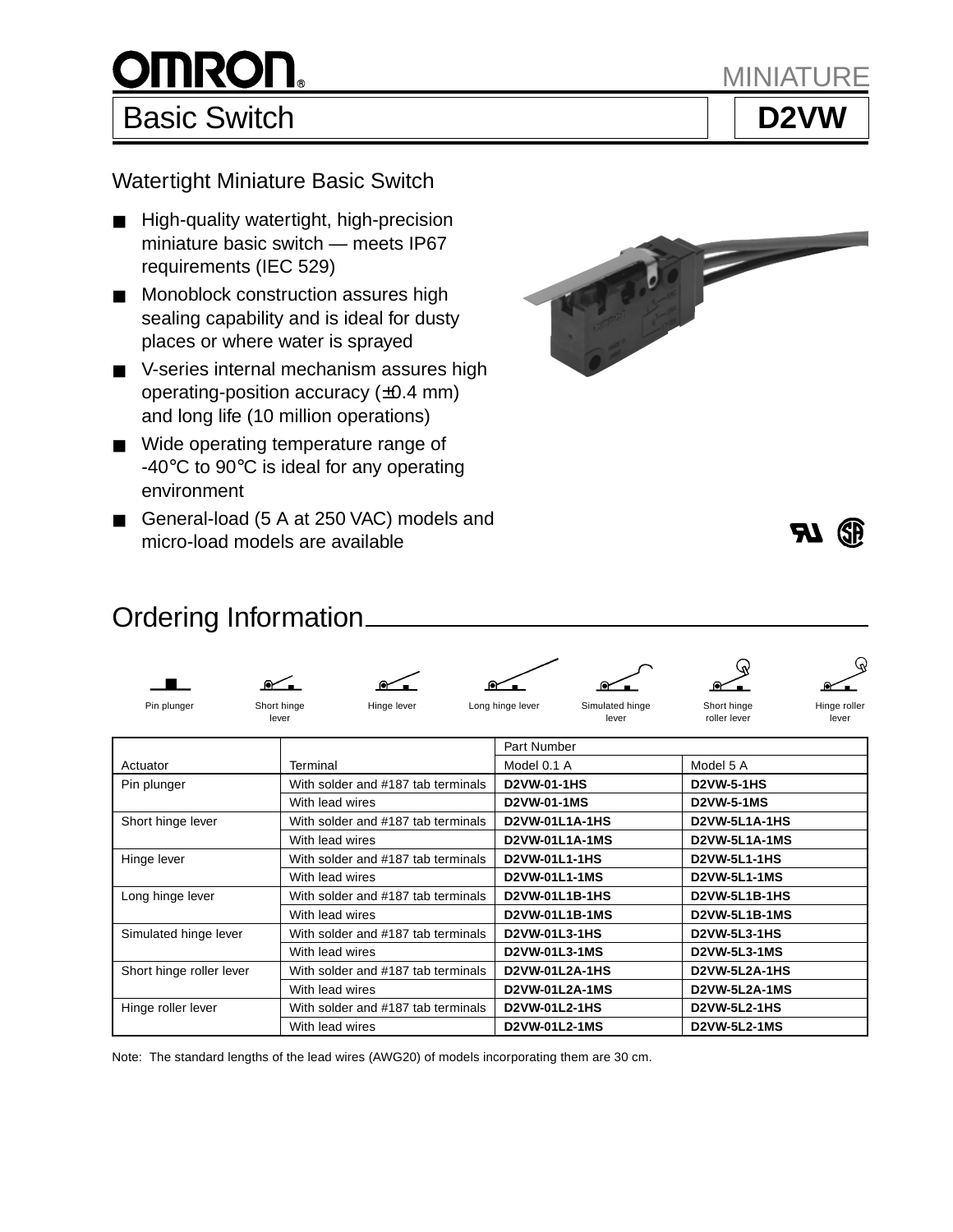# OMRON

MINIATURE

## Basic Switch — D2VW

### Watertight Miniature Basic Switch

- High-quality watertight, high-precision miniature basic switch — meets IP67 requirements (IEC 529)
- Monoblock construction assures high sealing capability and is ideal for dusty places or where water is sprayed
- V-series internal mechanism assures high operating-position accuracy (±0.4 mm) and long life (10 million operations)
- Wide operating temperature range of -40°C to 90°C is ideal for any operating environment
- General-load (5 A at 250 VAC) models and micro-load models are available

## Ordering Information

Pin plunger | Short hinge lever | Hinge lever | Long hinge lever | Simulated hinge lever | Short hinge roller lever | Hinge roller lever

| Actuator | Terminal | Part Number | |
|---|---|---|---|
| | | Model 0.1 A | Model 5 A |
| Pin plunger | With solder and #187 tab terminals | **D2VW-01-1HS** | **D2VW-5-1HS** |
| | With lead wires | **D2VW-01-1MS** | **D2VW-5-1MS** |
| Short hinge lever | With solder and #187 tab terminals | **D2VW-01L1A-1HS** | **D2VW-5L1A-1HS** |
| | With lead wires | **D2VW-01L1A-1MS** | **D2VW-5L1A-1MS** |
| Hinge lever | With solder and #187 tab terminals | **D2VW-01L1-1HS** | **D2VW-5L1-1HS** |
| | With lead wires | **D2VW-01L1-1MS** | **D2VW-5L1-1MS** |
| Long hinge lever | With solder and #187 tab terminals | **D2VW-01L1B-1HS** | **D2VW-5L1B-1HS** |
| | With lead wires | **D2VW-01L1B-1MS** | **D2VW-5L1B-1MS** |
| Simulated hinge lever | With solder and #187 tab terminals | **D2VW-01L3-1HS** | **D2VW-5L3-1HS** |
| | With lead wires | **D2VW-01L3-1MS** | **D2VW-5L3-1MS** |
| Short hinge roller lever | With solder and #187 tab terminals | **D2VW-01L2A-1HS** | **D2VW-5L2A-1HS** |
| | With lead wires | **D2VW-01L2A-1MS** | **D2VW-5L2A-1MS** |
| Hinge roller lever | With solder and #187 tab terminals | **D2VW-01L2-1HS** | **D2VW-5L2-1HS** |
| | With lead wires | **D2VW-01L2-1MS** | **D2VW-5L2-1MS** |

Note: The standard lengths of the lead wires (AWG20) of models incorporating them are 30 cm.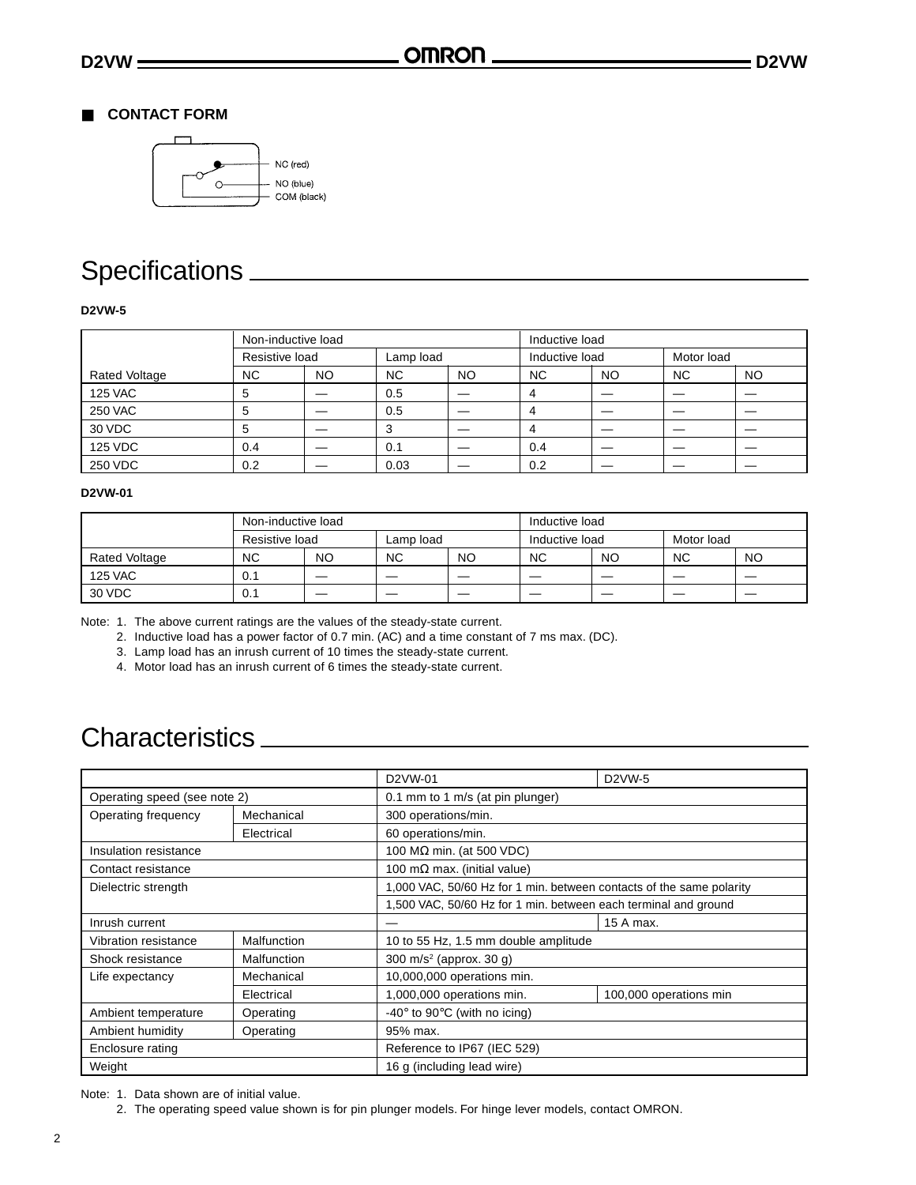## ■ CONTACT FORM

NC (red)
NO (blue)
COM (black)

# Specifications

**D2VW-5**

| | Non-inductive load | | | | Inductive load | | | |
|---|---|---|---|---|---|---|---|---|
| | Resistive load | | Lamp load | | Inductive load | | Motor load | |
| Rated Voltage | NC | NO | NC | NO | NC | NO | NC | NO |
| 125 VAC | 5 | — | 0.5 | — | 4 | — | — | — |
| 250 VAC | 5 | — | 0.5 | — | 4 | — | — | — |
| 30 VDC | 5 | — | 3 | — | 4 | — | — | — |
| 125 VDC | 0.4 | — | 0.1 | — | 0.4 | — | — | — |
| 250 VDC | 0.2 | — | 0.03 | — | 0.2 | — | — | — |

**D2VW-01**

| | Non-inductive load | | | | Inductive load | | | |
|---|---|---|---|---|---|---|---|---|
| | Resistive load | | Lamp load | | Inductive load | | Motor load | |
| Rated Voltage | NC | NO | NC | NO | NC | NO | NC | NO |
| 125 VAC | 0.1 | — | — | — | — | — | — | — |
| 30 VDC | 0.1 | — | — | — | — | — | — | — |

Note: 1. The above current ratings are the values of the steady-state current.
2. Inductive load has a power factor of 0.7 min. (AC) and a time constant of 7 ms max. (DC).
3. Lamp load has an inrush current of 10 times the steady-state current.
4. Motor load has an inrush current of 6 times the steady-state current.

# Characteristics

| | | D2VW-01 | D2VW-5 |
|---|---|---|---|
| Operating speed (see note 2) | | 0.1 mm to 1 m/s (at pin plunger) | |
| Operating frequency | Mechanical | 300 operations/min. | |
| | Electrical | 60 operations/min. | |
| Insulation resistance | | 100 MΩ min. (at 500 VDC) | |
| Contact resistance | | 100 mΩ max. (initial value) | |
| Dielectric strength | | 1,000 VAC, 50/60 Hz for 1 min. between contacts of the same polarity | |
| | | 1,500 VAC, 50/60 Hz for 1 min. between each terminal and ground | |
| Inrush current | | — | 15 A max. |
| Vibration resistance | Malfunction | 10 to 55 Hz, 1.5 mm double amplitude | |
| Shock resistance | Malfunction | 300 m/s² (approx. 30 g) | |
| Life expectancy | Mechanical | 10,000,000 operations min. | |
| | Electrical | 1,000,000 operations min. | 100,000 operations min |
| Ambient temperature | Operating | -40° to 90°C (with no icing) | |
| Ambient humidity | Operating | 95% max. | |
| Enclosure rating | | Reference to IP67 (IEC 529) | |
| Weight | | 16 g (including lead wire) | |

Note: 1. Data shown are of initial value.
2. The operating speed value shown is for pin plunger models. For hinge lever models, contact OMRON.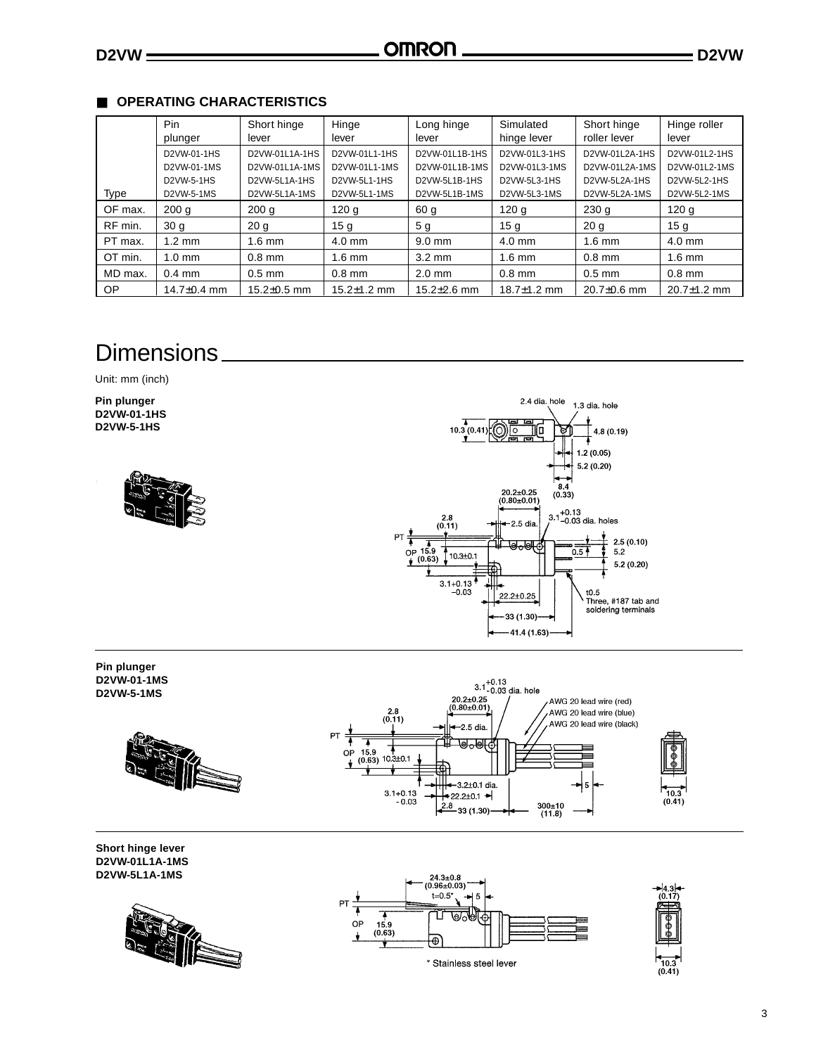## ■ OPERATING CHARACTERISTICS

| Type | Pin plunger | Short hinge lever | Hinge lever | Long hinge lever | Simulated hinge lever | Short hinge roller lever | Hinge roller lever |
|---|---|---|---|---|---|---|---|
| | D2VW-01-1HS<br>D2VW-01-1MS<br>D2VW-5-1HS<br>D2VW-5-1MS | D2VW-01L1A-1HS<br>D2VW-01L1A-1MS<br>D2VW-5L1A-1HS<br>D2VW-5L1A-1MS | D2VW-01L1-1HS<br>D2VW-01L1-1MS<br>D2VW-5L1-1HS<br>D2VW-5L1-1MS | D2VW-01L1B-1HS<br>D2VW-01L1B-1MS<br>D2VW-5L1B-1HS<br>D2VW-5L1B-1MS | D2VW-01L3-1HS<br>D2VW-01L3-1MS<br>D2VW-5L3-1HS<br>D2VW-5L3-1MS | D2VW-01L2A-1HS<br>D2VW-01L2A-1MS<br>D2VW-5L2A-1HS<br>D2VW-5L2A-1MS | D2VW-01L2-1HS<br>D2VW-01L2-1MS<br>D2VW-5L2-1HS<br>D2VW-5L2-1MS |
| OF max. | 200 g | 200 g | 120 g | 60 g | 120 g | 230 g | 120 g |
| RF min. | 30 g | 20 g | 15 g | 5 g | 15 g | 20 g | 15 g |
| PT max. | 1.2 mm | 1.6 mm | 4.0 mm | 9.0 mm | 4.0 mm | 1.6 mm | 4.0 mm |
| OT min. | 1.0 mm | 0.8 mm | 1.6 mm | 3.2 mm | 1.6 mm | 0.8 mm | 1.6 mm |
| MD max. | 0.4 mm | 0.5 mm | 0.8 mm | 2.0 mm | 0.8 mm | 0.5 mm | 0.8 mm |
| OP | 14.7±0.4 mm | 15.2±0.5 mm | 15.2±1.2 mm | 15.2±2.6 mm | 18.7±1.2 mm | 20.7±0.6 mm | 20.7±1.2 mm |

# Dimensions

Unit: mm (inch)

**Pin plunger**
**D2VW-01-1HS**
**D2VW-5-1HS**

**Pin plunger**
**D2VW-01-1MS**
**D2VW-5-1MS**

**Short hinge lever**
**D2VW-01L1A-1MS**
**D2VW-5L1A-1MS**

\* Stainless steel lever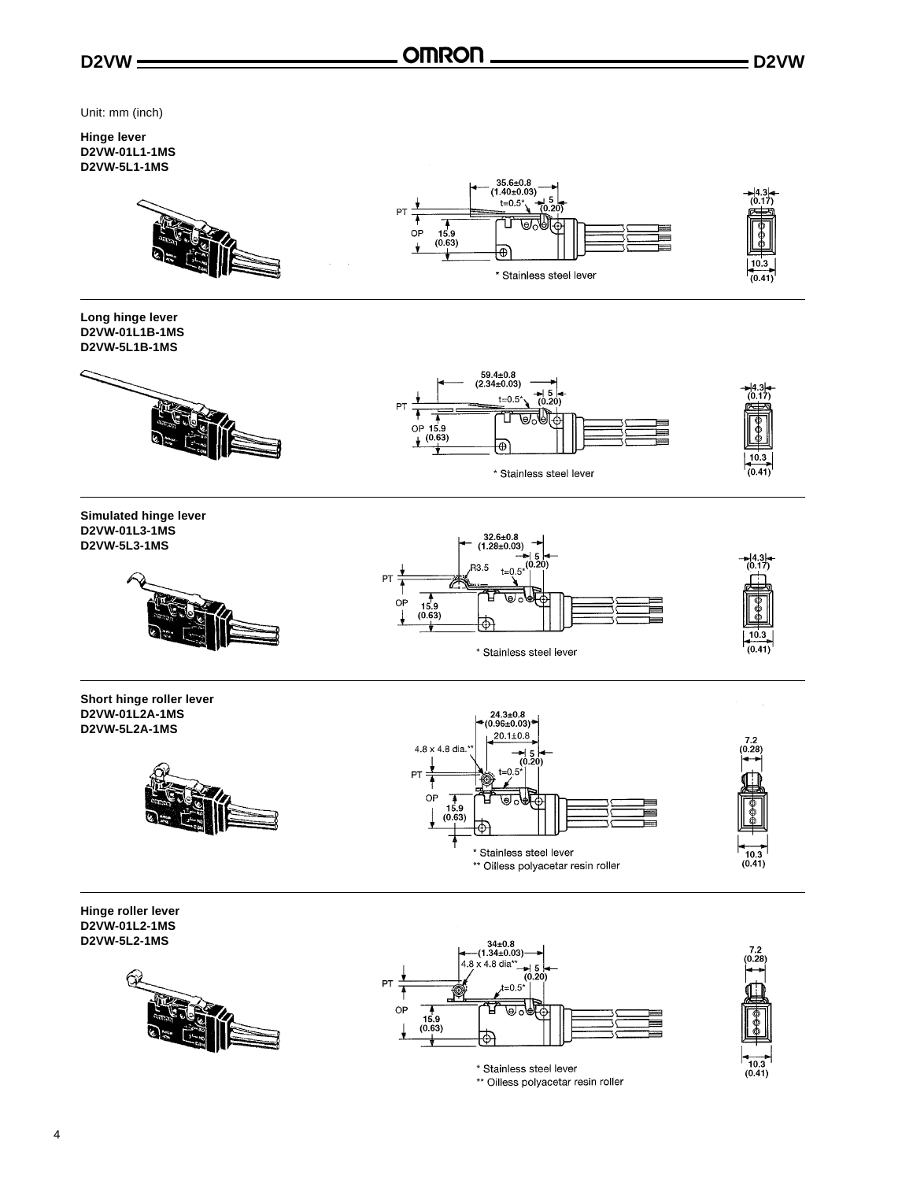Unit: mm (inch)

**Hinge lever**
**D2VW-01L1-1MS**
**D2VW-5L1-1MS**

35.6±0.8 (1.40±0.03)
t=0.5*
5 (0.20)
PT
OP
15.9 (0.63)
4.3 (0.17)
10.3 (0.41)

\* Stainless steel lever

---

**Long hinge lever**
**D2VW-01L1B-1MS**
**D2VW-5L1B-1MS**

59.4±0.8 (2.34±0.03)
t=0.5*
5 (0.20)
PT
OP 15.9 (0.63)
4.3 (0.17)
10.3 (0.41)

\* Stainless steel lever

---

**Simulated hinge lever**
**D2VW-01L3-1MS**
**D2VW-5L3-1MS**

32.6±0.8 (1.28±0.03)
R3.5
t=0.5*
5 (0.20)
PT
OP
15.9 (0.63)
4.3 (0.17)
10.3 (0.41)

\* Stainless steel lever

---

**Short hinge roller lever**
**D2VW-01L2A-1MS**
**D2VW-5L2A-1MS**

24.3±0.8 (0.96±0.03)
20.1±0.8
4.8 x 4.8 dia.**
5 (0.20)
t=0.5*
PT
OP
15.9 (0.63)
7.2 (0.28)
10.3 (0.41)

\* Stainless steel lever
\*\* Oilless polyacetar resin roller

---

**Hinge roller lever**
**D2VW-01L2-1MS**
**D2VW-5L2-1MS**

34±0.8 (1.34±0.03)
4.8 x 4.8 dia**
5 (0.20)
t=0.5*
PT
OP
15.9 (0.63)
7.2 (0.28)
10.3 (0.41)

\* Stainless steel lever
\*\* Oilless polyacetar resin roller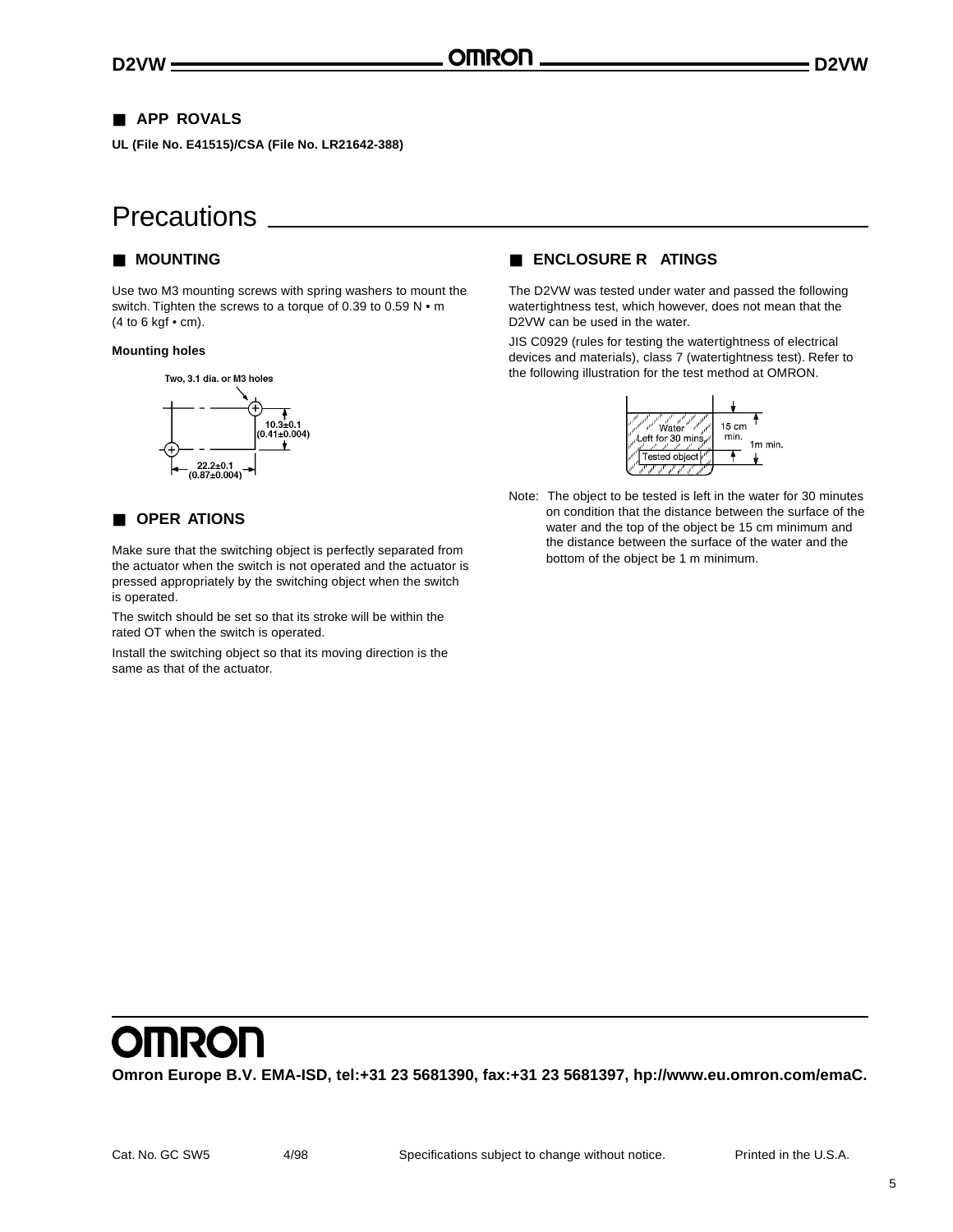## ■ APP ROVALS

**UL (File No. E41515)/CSA (File No. LR21642-388)**

# Precautions

## ■ MOUNTING

Use two M3 mounting screws with spring washers to mount the switch. Tighten the screws to a torque of 0.39 to 0.59 N • m (4 to 6 kgf • cm).

**Mounting holes**

Two, 3.1 dia. or M3 holes

10.3±0.1
(0.41±0.004)

22.2±0.1
(0.87±0.004)

## ■ OPER ATIONS

Make sure that the switching object is perfectly separated from the actuator when the switch is not operated and the actuator is pressed appropriately by the switching object when the switch is operated.

The switch should be set so that its stroke will be within the rated OT when the switch is operated.

Install the switching object so that its moving direction is the same as that of the actuator.

## ■ ENCLOSURE R ATINGS

The D2VW was tested under water and passed the following watertightness test, which however, does not mean that the D2VW can be used in the water.

JIS C0929 (rules for testing the watertightness of electrical devices and materials), class 7 (watertightness test). Refer to the following illustration for the test method at OMRON.

Water
Left for 30 mins.
Tested object
15 cm min.
1m min.

Note: The object to be tested is left in the water for 30 minutes on condition that the distance between the surface of the water and the top of the object be 15 cm minimum and the distance between the surface of the water and the bottom of the object be 1 m minimum.

**OMRON**

**Omron Europe B.V. EMA-ISD, tel:+31 23 5681390, fax:+31 23 5681397, hp://www.eu.omron.com/emaC.**

Cat. No. GC SW5 4/98 Specifications subject to change without notice. Printed in the U.S.A.